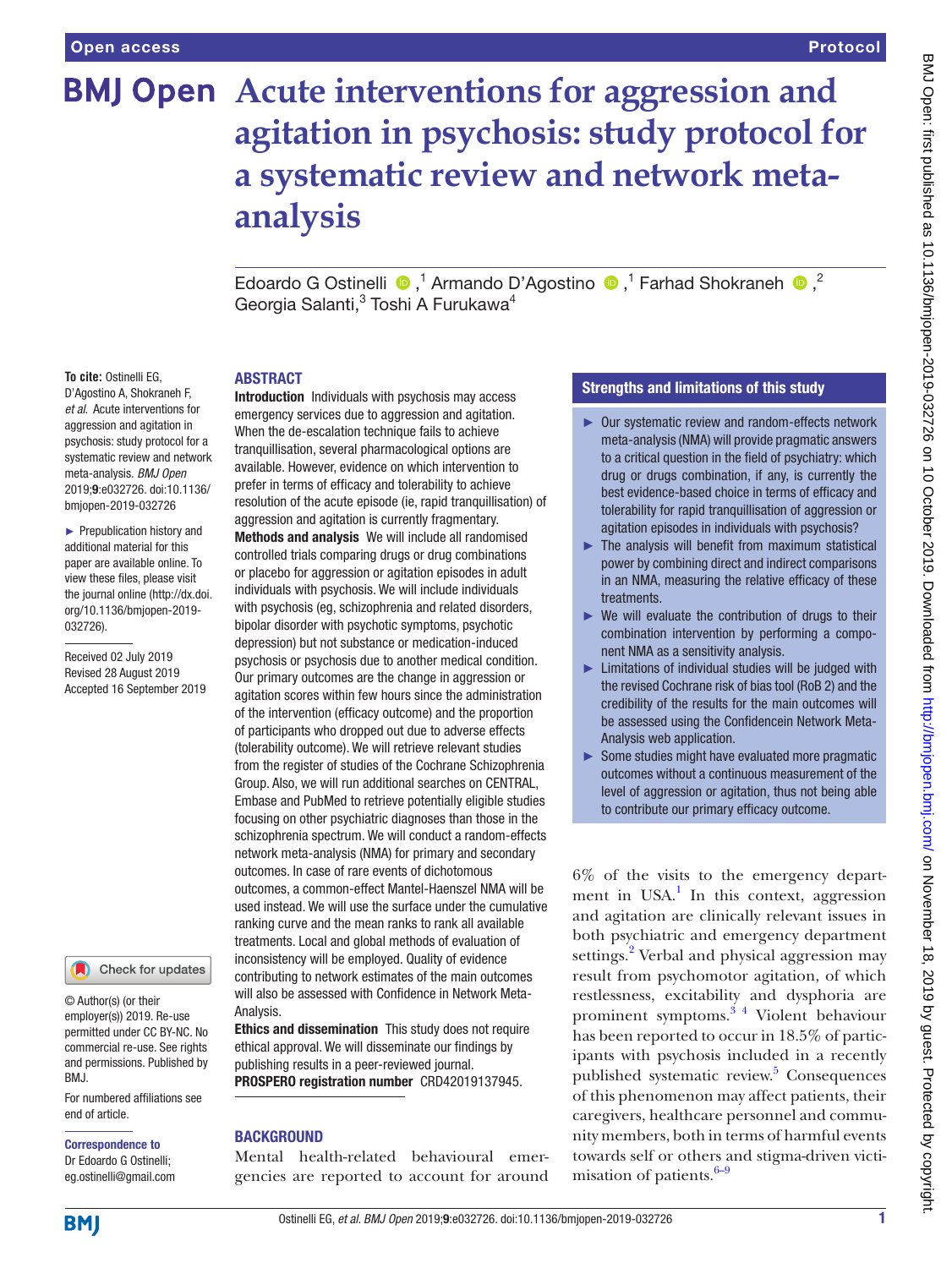# Acute interventions for aggression and agitation in psychosis: study protocol for a systematic review and network meta-analysis

Edoardo G Ostinelli,[1] Armando D'Agostino,[1] Farhad Shokraneh,[2] Georgia Salanti,[3] Toshi A Furukawa[4]

**To cite:** Ostinelli EG, D'Agostino A, Shokraneh F, *et al*. Acute interventions for aggression and agitation in psychosis: study protocol for a systematic review and network meta-analysis. *BMJ Open* 2019;**9**:e032726. doi:10.1136/bmjopen-2019-032726

► Prepublication history and additional material for this paper are available online. To view these files, please visit the journal online (http://dx.doi.org/10.1136/bmjopen-2019-032726).

Received 02 July 2019
Revised 28 August 2019
Accepted 16 September 2019

© Author(s) (or their employer(s)) 2019. Re-use permitted under CC BY-NC. No commercial re-use. See rights and permissions. Published by BMJ.

For numbered affiliations see end of article.

**Correspondence to**
Dr Edoardo G Ostinelli; eg.ostinelli@gmail.com

## ABSTRACT

**Introduction** Individuals with psychosis may access emergency services due to aggression and agitation. When the de-escalation technique fails to achieve tranquillisation, several pharmacological options are available. However, evidence on which intervention to prefer in terms of efficacy and tolerability to achieve resolution of the acute episode (ie, rapid tranquillisation) of aggression and agitation is currently fragmentary.

**Methods and analysis** We will include all randomised controlled trials comparing drugs or drug combinations or placebo for aggression or agitation episodes in adult individuals with psychosis. We will include individuals with psychosis (eg, schizophrenia and related disorders, bipolar disorder with psychotic symptoms, psychotic depression) but not substance or medication-induced psychosis or psychosis due to another medical condition. Our primary outcomes are the change in aggression or agitation scores within few hours since the administration of the intervention (efficacy outcome) and the proportion of participants who dropped out due to adverse effects (tolerability outcome). We will retrieve relevant studies from the register of studies of the Cochrane Schizophrenia Group. Also, we will run additional searches on CENTRAL, Embase and PubMed to retrieve potentially eligible studies focusing on other psychiatric diagnoses than those in the schizophrenia spectrum. We will conduct a random-effects network meta-analysis (NMA) for primary and secondary outcomes. In case of rare events of dichotomous outcomes, a common-effect Mantel-Haenszel NMA will be used instead. We will use the surface under the cumulative ranking curve and the mean ranks to rank all available treatments. Local and global methods of evaluation of inconsistency will be employed. Quality of evidence contributing to network estimates of the main outcomes will also be assessed with Confidence in Network Meta-Analysis.

**Ethics and dissemination** This study does not require ethical approval. We will disseminate our findings by publishing results in a peer-reviewed journal.

**PROSPERO registration number** CRD42019137945.

### Strengths and limitations of this study

- Our systematic review and random-effects network meta-analysis (NMA) will provide pragmatic answers to a critical question in the field of psychiatry: which drug or drugs combination, if any, is currently the best evidence-based choice in terms of efficacy and tolerability for rapid tranquillisation of aggression or agitation episodes in individuals with psychosis?
- The analysis will benefit from maximum statistical power by combining direct and indirect comparisons in an NMA, measuring the relative efficacy of these treatments.
- We will evaluate the contribution of drugs to their combination intervention by performing a component NMA as a sensitivity analysis.
- Limitations of individual studies will be judged with the revised Cochrane risk of bias tool (RoB 2) and the credibility of the results for the main outcomes will be assessed using the Confidencein Network Meta-Analysis web application.
- Some studies might have evaluated more pragmatic outcomes without a continuous measurement of the level of aggression or agitation, thus not being able to contribute our primary efficacy outcome.

## BACKGROUND

Mental health-related behavioural emergencies are reported to account for around 6% of the visits to the emergency department in USA.[1] In this context, aggression and agitation are clinically relevant issues in both psychiatric and emergency department settings.[2] Verbal and physical aggression may result from psychomotor agitation, of which restlessness, excitability and dysphoria are prominent symptoms.[3,4] Violent behaviour has been reported to occur in 18.5% of participants with psychosis included in a recently published systematic review.[5] Consequences of this phenomenon may affect patients, their caregivers, healthcare personnel and community members, both in terms of harmful events towards self or others and stigma-driven victimisation of patients.[6–9]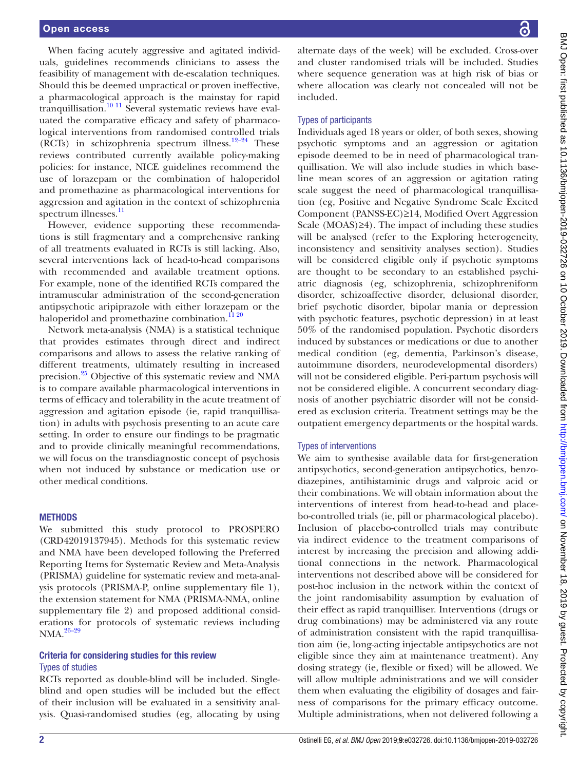When facing acutely aggressive and agitated individuals, guidelines recommends clinicians to assess the feasibility of management with de-escalation techniques. Should this be deemed unpractical or proven ineffective, a pharmacological approach is the mainstay for rapid tranquillisation.[10 11] Several systematic reviews have evaluated the comparative efficacy and safety of pharmacological interventions from randomised controlled trials (RCTs) in schizophrenia spectrum illness.[12–24] These reviews contributed currently available policy-making policies: for instance, NICE guidelines recommend the use of lorazepam or the combination of haloperidol and promethazine as pharmacological interventions for aggression and agitation in the context of schizophrenia spectrum illnesses.[11]

However, evidence supporting these recommendations is still fragmentary and a comprehensive ranking of all treatments evaluated in RCTs is still lacking. Also, several interventions lack of head-to-head comparisons with recommended and available treatment options. For example, none of the identified RCTs compared the intramuscular administration of the second-generation antipsychotic aripiprazole with either lorazepam or the haloperidol and promethazine combination.[11 20]

Network meta-analysis (NMA) is a statistical technique that provides estimates through direct and indirect comparisons and allows to assess the relative ranking of different treatments, ultimately resulting in increased precision.[25] Objective of this systematic review and NMA is to compare available pharmacological interventions in terms of efficacy and tolerability in the acute treatment of aggression and agitation episode (ie, rapid tranquillisation) in adults with psychosis presenting to an acute care setting. In order to ensure our findings to be pragmatic and to provide clinically meaningful recommendations, we will focus on the transdiagnostic concept of psychosis when not induced by substance or medication use or other medical conditions.

## METHODS

We submitted this study protocol to PROSPERO (CRD42019137945). Methods for this systematic review and NMA have been developed following the Preferred Reporting Items for Systematic Review and Meta-Analysis (PRISMA) guideline for systematic review and meta-analysis protocols (PRISMA-P, online supplementary file 1), the extension statement for NMA (PRISMA-NMA, online supplementary file 2) and proposed additional considerations for protocols of systematic reviews including NMA.[26–29]

### Criteria for considering studies for this review

#### Types of studies

RCTs reported as double-blind will be included. Single-blind and open studies will be included but the effect of their inclusion will be evaluated in a sensitivity analysis. Quasi-randomised studies (eg, allocating by using alternate days of the week) will be excluded. Cross-over and cluster randomised trials will be included. Studies where sequence generation was at high risk of bias or where allocation was clearly not concealed will not be included.

#### Types of participants

Individuals aged 18 years or older, of both sexes, showing psychotic symptoms and an aggression or agitation episode deemed to be in need of pharmacological tranquillisation. We will also include studies in which baseline mean scores of an aggression or agitation rating scale suggest the need of pharmacological tranquillisation (eg, Positive and Negative Syndrome Scale Excited Component (PANSS-EC)≥14, Modified Overt Aggression Scale (MOAS)≥4). The impact of including these studies will be analysed (refer to the Exploring heterogeneity, inconsistency and sensitivity analyses section). Studies will be considered eligible only if psychotic symptoms are thought to be secondary to an established psychiatric diagnosis (eg, schizophrenia, schizophreniform disorder, schizoaffective disorder, delusional disorder, brief psychotic disorder, bipolar mania or depression with psychotic features, psychotic depression) in at least 50% of the randomised population. Psychotic disorders induced by substances or medications or due to another medical condition (eg, dementia, Parkinson's disease, autoimmune disorders, neurodevelopmental disorders) will not be considered eligible. Peri-partum psychosis will not be considered eligible. A concurrent secondary diagnosis of another psychiatric disorder will not be considered as exclusion criteria. Treatment settings may be the outpatient emergency departments or the hospital wards.

#### Types of interventions

We aim to synthesise available data for first-generation antipsychotics, second-generation antipsychotics, benzodiazepines, antihistaminic drugs and valproic acid or their combinations. We will obtain information about the interventions of interest from head-to-head and placebo-controlled trials (ie, pill or pharmacological placebo). Inclusion of placebo-controlled trials may contribute via indirect evidence to the treatment comparisons of interest by increasing the precision and allowing additional connections in the network. Pharmacological interventions not described above will be considered for post-hoc inclusion in the network within the context of the joint randomisability assumption by evaluation of their effect as rapid tranquilliser. Interventions (drugs or drug combinations) may be administered via any route of administration consistent with the rapid tranquillisation aim (ie, long-acting injectable antipsychotics are not eligible since they aim at maintenance treatment). Any dosing strategy (ie, flexible or fixed) will be allowed. We will allow multiple administrations and we will consider them when evaluating the eligibility of dosages and fairness of comparisons for the primary efficacy outcome. Multiple administrations, when not delivered following a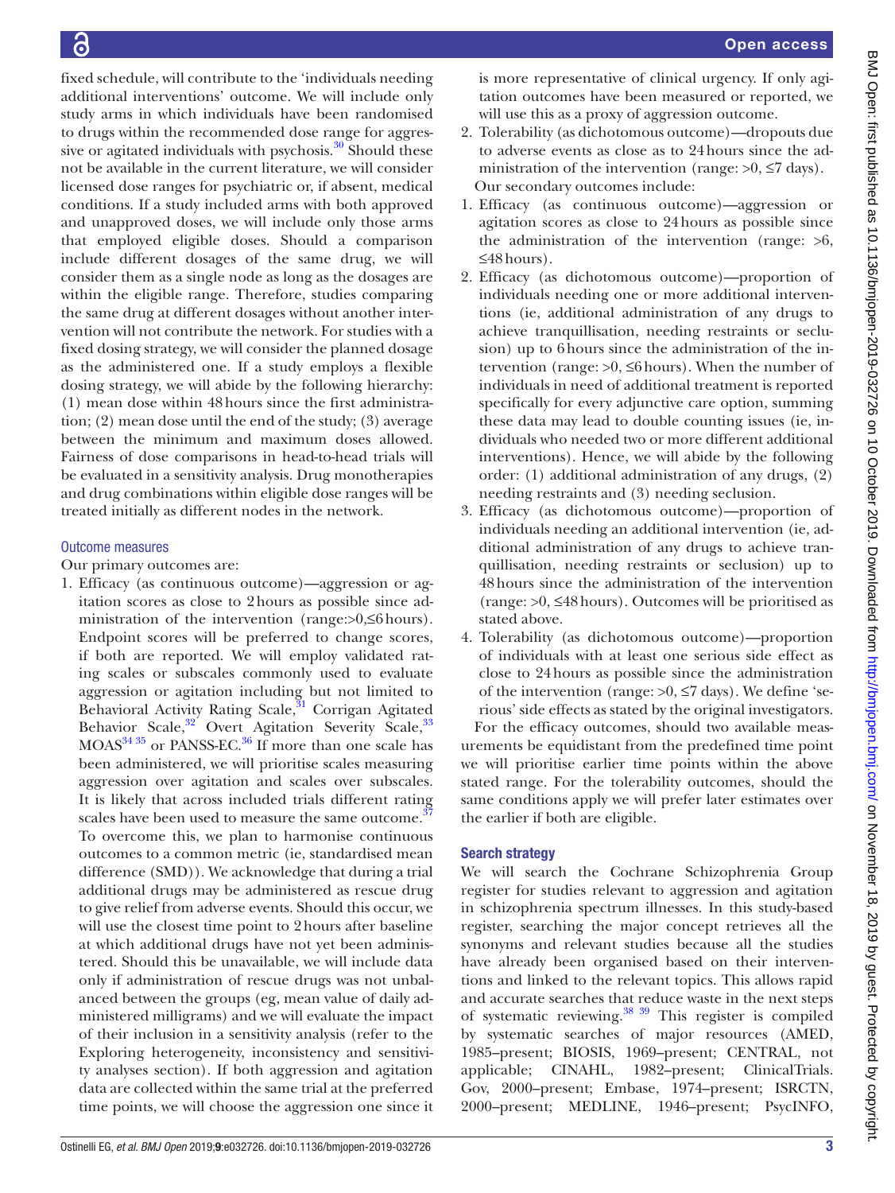fixed schedule, will contribute to the 'individuals needing additional interventions' outcome. We will include only study arms in which individuals have been randomised to drugs within the recommended dose range for aggressive or agitated individuals with psychosis.[30] Should these not be available in the current literature, we will consider licensed dose ranges for psychiatric or, if absent, medical conditions. If a study included arms with both approved and unapproved doses, we will include only those arms that employed eligible doses. Should a comparison include different dosages of the same drug, we will consider them as a single node as long as the dosages are within the eligible range. Therefore, studies comparing the same drug at different dosages without another intervention will not contribute the network. For studies with a fixed dosing strategy, we will consider the planned dosage as the administered one. If a study employs a flexible dosing strategy, we will abide by the following hierarchy: (1) mean dose within 48 hours since the first administration; (2) mean dose until the end of the study; (3) average between the minimum and maximum doses allowed. Fairness of dose comparisons in head-to-head trials will be evaluated in a sensitivity analysis. Drug monotherapies and drug combinations within eligible dose ranges will be treated initially as different nodes in the network.

### Outcome measures

Our primary outcomes are:

1. Efficacy (as continuous outcome)—aggression or agitation scores as close to 2 hours as possible since administration of the intervention (range:>0,≤6 hours). Endpoint scores will be preferred to change scores, if both are reported. We will employ validated rating scales or subscales commonly used to evaluate aggression or agitation including but not limited to Behavioral Activity Rating Scale,[31] Corrigan Agitated Behavior Scale,[32] Overt Agitation Severity Scale,[33] MOAS[34 35] or PANSS-EC.[36] If more than one scale has been administered, we will prioritise scales measuring aggression over agitation and scales over subscales. It is likely that across included trials different rating scales have been used to measure the same outcome.[37] To overcome this, we plan to harmonise continuous outcomes to a common metric (ie, standardised mean difference (SMD)). We acknowledge that during a trial additional drugs may be administered as rescue drug to give relief from adverse events. Should this occur, we will use the closest time point to 2 hours after baseline at which additional drugs have not yet been administered. Should this be unavailable, we will include data only if administration of rescue drugs was not unbalanced between the groups (eg, mean value of daily administered milligrams) and we will evaluate the impact of their inclusion in a sensitivity analysis (refer to the Exploring heterogeneity, inconsistency and sensitivity analyses section). If both aggression and agitation data are collected within the same trial at the preferred time points, we will choose the aggression one since it is more representative of clinical urgency. If only agitation outcomes have been measured or reported, we will use this as a proxy of aggression outcome.
2. Tolerability (as dichotomous outcome)—dropouts due to adverse events as close as to 24 hours since the administration of the intervention (range: >0, ≤7 days).

Our secondary outcomes include:

1. Efficacy (as continuous outcome)—aggression or agitation scores as close to 24 hours as possible since the administration of the intervention (range: >6, ≤48 hours).
2. Efficacy (as dichotomous outcome)—proportion of individuals needing one or more additional interventions (ie, additional administration of any drugs to achieve tranquillisation, needing restraints or seclusion) up to 6 hours since the administration of the intervention (range: >0, ≤6 hours). When the number of individuals in need of additional treatment is reported specifically for every adjunctive care option, summing these data may lead to double counting issues (ie, individuals who needed two or more different additional interventions). Hence, we will abide by the following order: (1) additional administration of any drugs, (2) needing restraints and (3) needing seclusion.
3. Efficacy (as dichotomous outcome)—proportion of individuals needing an additional intervention (ie, additional administration of any drugs to achieve tranquillisation, needing restraints or seclusion) up to 48 hours since the administration of the intervention (range: >0, ≤48 hours). Outcomes will be prioritised as stated above.
4. Tolerability (as dichotomous outcome)—proportion of individuals with at least one serious side effect as close to 24 hours as possible since the administration of the intervention (range: >0, ≤7 days). We define 'serious' side effects as stated by the original investigators.

For the efficacy outcomes, should two available measurements be equidistant from the predefined time point we will prioritise earlier time points within the above stated range. For the tolerability outcomes, should the same conditions apply we will prefer later estimates over the earlier if both are eligible.

## Search strategy

We will search the Cochrane Schizophrenia Group register for studies relevant to aggression and agitation in schizophrenia spectrum illnesses. In this study-based register, searching the major concept retrieves all the synonyms and relevant studies because all the studies have already been organised based on their interventions and linked to the relevant topics. This allows rapid and accurate searches that reduce waste in the next steps of systematic reviewing.[38 39] This register is compiled by systematic searches of major resources (AMED, 1985–present; BIOSIS, 1969–present; CENTRAL, not applicable; CINAHL, 1982–present; ClinicalTrials.Gov, 2000–present; Embase, 1974–present; ISRCTN, 2000–present; MEDLINE, 1946–present; PsycINFO,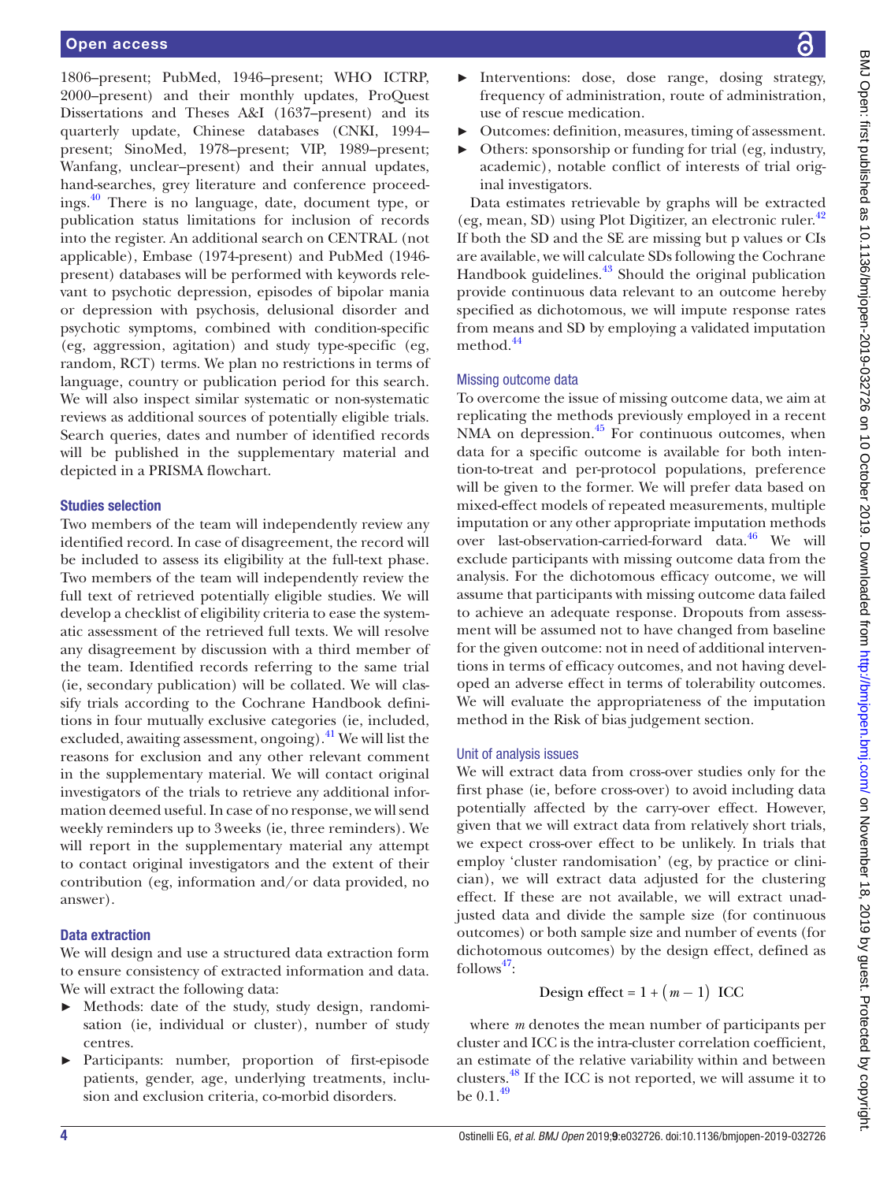1806–present; PubMed, 1946–present; WHO ICTRP, 2000–present) and their monthly updates, ProQuest Dissertations and Theses A&I (1637–present) and its quarterly update, Chinese databases (CNKI, 1994–present; SinoMed, 1978–present; VIP, 1989–present; Wanfang, unclear–present) and their annual updates, hand-searches, grey literature and conference proceedings.[40] There is no language, date, document type, or publication status limitations for inclusion of records into the register. An additional search on CENTRAL (not applicable), Embase (1974-present) and PubMed (1946-present) databases will be performed with keywords relevant to psychotic depression, episodes of bipolar mania or depression with psychosis, delusional disorder and psychotic symptoms, combined with condition-specific (eg, aggression, agitation) and study type-specific (eg, random, RCT) terms. We plan no restrictions in terms of language, country or publication period for this search. We will also inspect similar systematic or non-systematic reviews as additional sources of potentially eligible trials. Search queries, dates and number of identified records will be published in the supplementary material and depicted in a PRISMA flowchart.

### Studies selection

Two members of the team will independently review any identified record. In case of disagreement, the record will be included to assess its eligibility at the full-text phase. Two members of the team will independently review the full text of retrieved potentially eligible studies. We will develop a checklist of eligibility criteria to ease the systematic assessment of the retrieved full texts. We will resolve any disagreement by discussion with a third member of the team. Identified records referring to the same trial (ie, secondary publication) will be collated. We will classify trials according to the Cochrane Handbook definitions in four mutually exclusive categories (ie, included, excluded, awaiting assessment, ongoing).[41] We will list the reasons for exclusion and any other relevant comment in the supplementary material. We will contact original investigators of the trials to retrieve any additional information deemed useful. In case of no response, we will send weekly reminders up to 3 weeks (ie, three reminders). We will report in the supplementary material any attempt to contact original investigators and the extent of their contribution (eg, information and/or data provided, no answer).

### Data extraction

We will design and use a structured data extraction form to ensure consistency of extracted information and data. We will extract the following data:

- Methods: date of the study, study design, randomisation (ie, individual or cluster), number of study centres.
- Participants: number, proportion of first-episode patients, gender, age, underlying treatments, inclusion and exclusion criteria, co-morbid disorders.
- Interventions: dose, dose range, dosing strategy, frequency of administration, route of administration, use of rescue medication.
- Outcomes: definition, measures, timing of assessment.
- Others: sponsorship or funding for trial (eg, industry, academic), notable conflict of interests of trial original investigators.

Data estimates retrievable by graphs will be extracted (eg, mean, SD) using Plot Digitizer, an electronic ruler.[42] If both the SD and the SE are missing but p values or CIs are available, we will calculate SDs following the Cochrane Handbook guidelines.[43] Should the original publication provide continuous data relevant to an outcome hereby specified as dichotomous, we will impute response rates from means and SD by employing a validated imputation method.[44]

### Missing outcome data

To overcome the issue of missing outcome data, we aim at replicating the methods previously employed in a recent NMA on depression.[45] For continuous outcomes, when data for a specific outcome is available for both intention-to-treat and per-protocol populations, preference will be given to the former. We will prefer data based on mixed-effect models of repeated measurements, multiple imputation or any other appropriate imputation methods over last-observation-carried-forward data.[46] We will exclude participants with missing outcome data from the analysis. For the dichotomous efficacy outcome, we will assume that participants with missing outcome data failed to achieve an adequate response. Dropouts from assessment will be assumed not to have changed from baseline for the given outcome: not in need of additional interventions in terms of efficacy outcomes, and not having developed an adverse effect in terms of tolerability outcomes. We will evaluate the appropriateness of the imputation method in the Risk of bias judgement section.

### Unit of analysis issues

We will extract data from cross-over studies only for the first phase (ie, before cross-over) to avoid including data potentially affected by the carry-over effect. However, given that we will extract data from relatively short trials, we expect cross-over effect to be unlikely. In trials that employ 'cluster randomisation' (eg, by practice or clinician), we will extract data adjusted for the clustering effect. If these are not available, we will extract unadjusted data and divide the sample size (for continuous outcomes) or both sample size and number of events (for dichotomous outcomes) by the design effect, defined as follows[47]:

$$\text{Design effect} = 1 + (m - 1)\ \text{ICC}$$

where $m$ denotes the mean number of participants per cluster and ICC is the intra-cluster correlation coefficient, an estimate of the relative variability within and between clusters.[48] If the ICC is not reported, we will assume it to be 0.1.[49]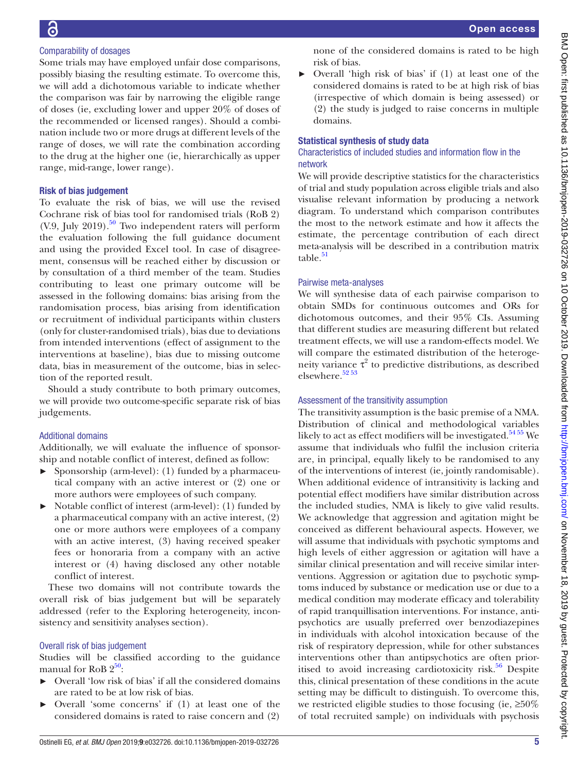### Comparability of dosages

Some trials may have employed unfair dose comparisons, possibly biasing the resulting estimate. To overcome this, we will add a dichotomous variable to indicate whether the comparison was fair by narrowing the eligible range of doses (ie, excluding lower and upper 20% of doses of the recommended or licensed ranges). Should a combination include two or more drugs at different levels of the range of doses, we will rate the combination according to the drug at the higher one (ie, hierarchically as upper range, mid-range, lower range).

## Risk of bias judgement

To evaluate the risk of bias, we will use the revised Cochrane risk of bias tool for randomised trials (RoB 2) (V.9, July 2019).[50] Two independent raters will perform the evaluation following the full guidance document and using the provided Excel tool. In case of disagreement, consensus will be reached either by discussion or by consultation of a third member of the team. Studies contributing to least one primary outcome will be assessed in the following domains: bias arising from the randomisation process, bias arising from identification or recruitment of individual participants within clusters (only for cluster-randomised trials), bias due to deviations from intended interventions (effect of assignment to the interventions at baseline), bias due to missing outcome data, bias in measurement of the outcome, bias in selection of the reported result.

Should a study contribute to both primary outcomes, we will provide two outcome-specific separate risk of bias judgements.

### Additional domains

Additionally, we will evaluate the influence of sponsorship and notable conflict of interest, defined as follow:

- Sponsorship (arm-level): (1) funded by a pharmaceutical company with an active interest or (2) one or more authors were employees of such company.
- Notable conflict of interest (arm-level): (1) funded by a pharmaceutical company with an active interest, (2) one or more authors were employees of a company with an active interest, (3) having received speaker fees or honoraria from a company with an active interest or (4) having disclosed any other notable conflict of interest.

These two domains will not contribute towards the overall risk of bias judgement but will be separately addressed (refer to the Exploring heterogeneity, inconsistency and sensitivity analyses section).

### Overall risk of bias judgement

Studies will be classified according to the guidance manual for RoB 2[50]:

- Overall 'low risk of bias' if all the considered domains are rated to be at low risk of bias.
- Overall 'some concerns' if (1) at least one of the considered domains is rated to raise concern and (2) none of the considered domains is rated to be high risk of bias.
- Overall 'high risk of bias' if (1) at least one of the considered domains is rated to be at high risk of bias (irrespective of which domain is being assessed) or (2) the study is judged to raise concerns in multiple domains.

## Statistical synthesis of study data

### Characteristics of included studies and information flow in the network

We will provide descriptive statistics for the characteristics of trial and study population across eligible trials and also visualise relevant information by producing a network diagram. To understand which comparison contributes the most to the network estimate and how it affects the estimate, the percentage contribution of each direct meta-analysis will be described in a contribution matrix table.[51]

### Pairwise meta-analyses

We will synthesise data of each pairwise comparison to obtain SMDs for continuous outcomes and ORs for dichotomous outcomes, and their 95% CIs. Assuming that different studies are measuring different but related treatment effects, we will use a random-effects model. We will compare the estimated distribution of the heterogeneity variance $\tau^2$ to predictive distributions, as described elsewhere.[52,53]

### Assessment of the transitivity assumption

The transitivity assumption is the basic premise of a NMA. Distribution of clinical and methodological variables likely to act as effect modifiers will be investigated.[54,55] We assume that individuals who fulfil the inclusion criteria are, in principal, equally likely to be randomised to any of the interventions of interest (ie, jointly randomisable). When additional evidence of intransitivity is lacking and potential effect modifiers have similar distribution across the included studies, NMA is likely to give valid results. We acknowledge that aggression and agitation might be conceived as different behavioural aspects. However, we will assume that individuals with psychotic symptoms and high levels of either aggression or agitation will have a similar clinical presentation and will receive similar interventions. Aggression or agitation due to psychotic symptoms induced by substance or medication use or due to a medical condition may moderate efficacy and tolerability of rapid tranquillisation interventions. For instance, antipsychotics are usually preferred over benzodiazepines in individuals with alcohol intoxication because of the risk of respiratory depression, while for other substances interventions other than antipsychotics are often prioritised to avoid increasing cardiotoxicity risk.[56] Despite this, clinical presentation of these conditions in the acute setting may be difficult to distinguish. To overcome this, we restricted eligible studies to those focusing (ie, ≥50% of total recruited sample) on individuals with psychosis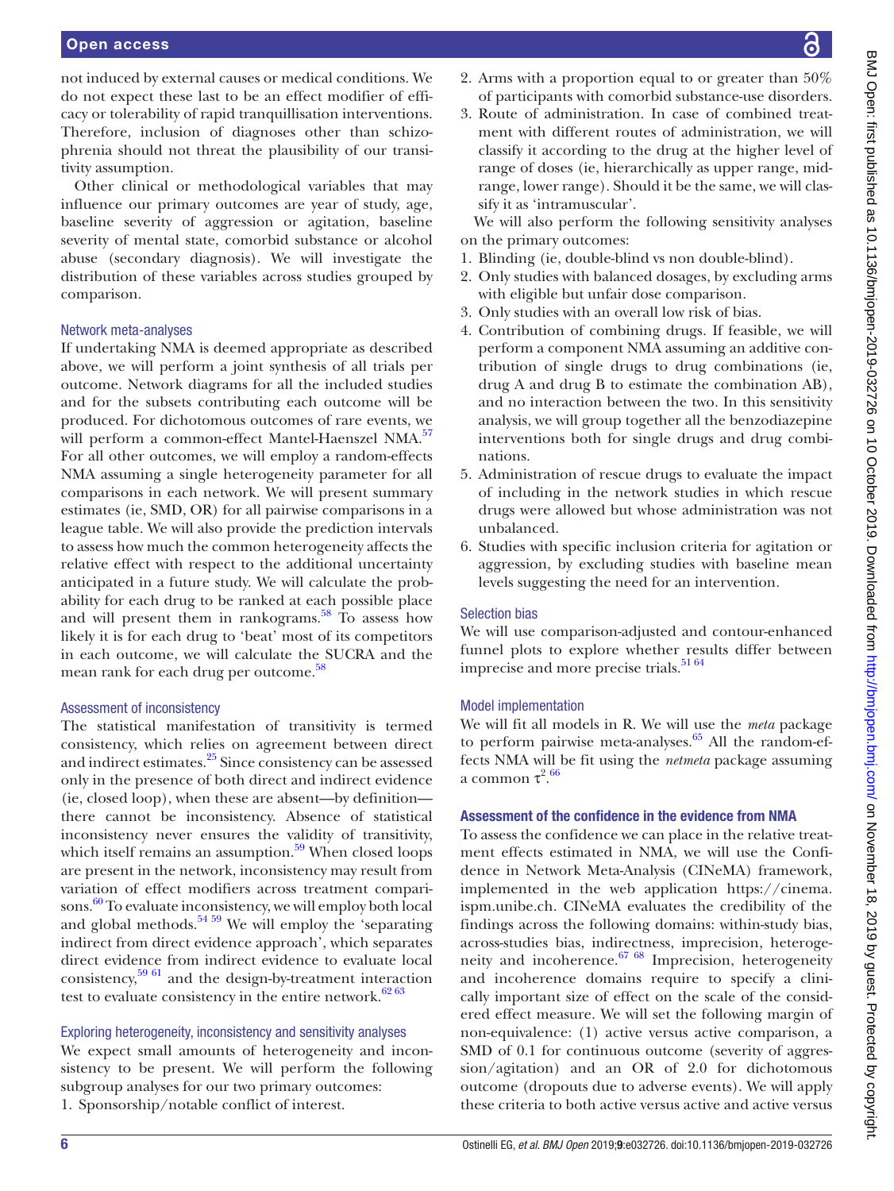not induced by external causes or medical conditions. We do not expect these last to be an effect modifier of efficacy or tolerability of rapid tranquillisation interventions. Therefore, inclusion of diagnoses other than schizophrenia should not threat the plausibility of our transitivity assumption.

Other clinical or methodological variables that may influence our primary outcomes are year of study, age, baseline severity of aggression or agitation, baseline severity of mental state, comorbid substance or alcohol abuse (secondary diagnosis). We will investigate the distribution of these variables across studies grouped by comparison.

### Network meta-analyses

If undertaking NMA is deemed appropriate as described above, we will perform a joint synthesis of all trials per outcome. Network diagrams for all the included studies and for the subsets contributing each outcome will be produced. For dichotomous outcomes of rare events, we will perform a common-effect Mantel-Haenszel NMA.[57] For all other outcomes, we will employ a random-effects NMA assuming a single heterogeneity parameter for all comparisons in each network. We will present summary estimates (ie, SMD, OR) for all pairwise comparisons in a league table. We will also provide the prediction intervals to assess how much the common heterogeneity affects the relative effect with respect to the additional uncertainty anticipated in a future study. We will calculate the probability for each drug to be ranked at each possible place and will present them in rankograms.[58] To assess how likely it is for each drug to 'beat' most of its competitors in each outcome, we will calculate the SUCRA and the mean rank for each drug per outcome.[58]

### Assessment of inconsistency

The statistical manifestation of transitivity is termed consistency, which relies on agreement between direct and indirect estimates.[25] Since consistency can be assessed only in the presence of both direct and indirect evidence (ie, closed loop), when these are absent—by definition—there cannot be inconsistency. Absence of statistical inconsistency never ensures the validity of transitivity, which itself remains an assumption.[59] When closed loops are present in the network, inconsistency may result from variation of effect modifiers across treatment comparisons.[60] To evaluate inconsistency, we will employ both local and global methods.[54 59] We will employ the 'separating indirect from direct evidence approach', which separates direct evidence from indirect evidence to evaluate local consistency,[59 61] and the design-by-treatment interaction test to evaluate consistency in the entire network.[62 63]

### Exploring heterogeneity, inconsistency and sensitivity analyses

We expect small amounts of heterogeneity and inconsistency to be present. We will perform the following subgroup analyses for our two primary outcomes:

1. Sponsorship/notable conflict of interest.
2. Arms with a proportion equal to or greater than 50% of participants with comorbid substance-use disorders.
3. Route of administration. In case of combined treatment with different routes of administration, we will classify it according to the drug at the higher level of range of doses (ie, hierarchically as upper range, mid-range, lower range). Should it be the same, we will classify it as 'intramuscular'.

We will also perform the following sensitivity analyses on the primary outcomes:

1. Blinding (ie, double-blind vs non double-blind).
2. Only studies with balanced dosages, by excluding arms with eligible but unfair dose comparison.
3. Only studies with an overall low risk of bias.
4. Contribution of combining drugs. If feasible, we will perform a component NMA assuming an additive contribution of single drugs to drug combinations (ie, drug A and drug B to estimate the combination AB), and no interaction between the two. In this sensitivity analysis, we will group together all the benzodiazepine interventions both for single drugs and drug combinations.
5. Administration of rescue drugs to evaluate the impact of including in the network studies in which rescue drugs were allowed but whose administration was not unbalanced.
6. Studies with specific inclusion criteria for agitation or aggression, by excluding studies with baseline mean levels suggesting the need for an intervention.

### Selection bias

We will use comparison-adjusted and contour-enhanced funnel plots to explore whether results differ between imprecise and more precise trials.[51 64]

### Model implementation

We will fit all models in R. We will use the *meta* package to perform pairwise meta-analyses.[65] All the random-effects NMA will be fit using the *netmeta* package assuming a common $\tau^2$.[66]

## Assessment of the confidence in the evidence from NMA

To assess the confidence we can place in the relative treatment effects estimated in NMA, we will use the Confidence in Network Meta-Analysis (CINeMA) framework, implemented in the web application https://cinema.ispm.unibe.ch. CINeMA evaluates the credibility of the findings across the following domains: within-study bias, across-studies bias, indirectness, imprecision, heterogeneity and incoherence.[67 68] Imprecision, heterogeneity and incoherence domains require to specify a clinically important size of effect on the scale of the considered effect measure. We will set the following margin of non-equivalence: (1) active versus active comparison, a SMD of 0.1 for continuous outcome (severity of aggression/agitation) and an OR of 2.0 for dichotomous outcome (dropouts due to adverse events). We will apply these criteria to both active versus active and active versus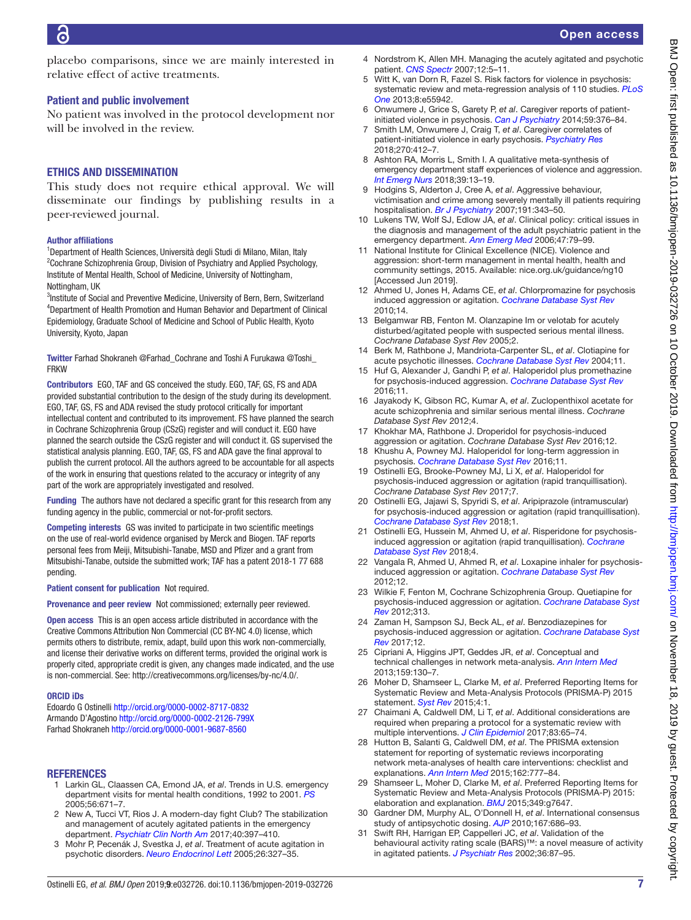placebo comparisons, since we are mainly interested in relative effect of active treatments.

### Patient and public involvement

No patient was involved in the protocol development nor will be involved in the review.

## ETHICS AND DISSEMINATION

This study does not require ethical approval. We will disseminate our findings by publishing results in a peer-reviewed journal.

#### Author affiliations

[1]Department of Health Sciences, Università degli Studi di Milano, Milan, Italy
[2]Cochrane Schizophrenia Group, Division of Psychiatry and Applied Psychology, Institute of Mental Health, School of Medicine, University of Nottingham, Nottingham, UK
[3]Institute of Social and Preventive Medicine, University of Bern, Bern, Switzerland
[4]Department of Health Promotion and Human Behavior and Department of Clinical Epidemiology, Graduate School of Medicine and School of Public Health, Kyoto University, Kyoto, Japan

**Twitter** Farhad Shokraneh @Farhad_Cochrane and Toshi A Furukawa @Toshi_FRKW

**Contributors** EGO, TAF and GS conceived the study. EGO, TAF, GS, FS and ADA provided substantial contribution to the design of the study during its development. EGO, TAF, GS, FS and ADA revised the study protocol critically for important intellectual content and contributed to its improvement. FS have planned the search in Cochrane Schizophrenia Group (CSzG) register and will conduct it. EGO have planned the search outside the CSzG register and will conduct it. GS supervised the statistical analysis planning. EGO, TAF, GS, FS and ADA gave the final approval to publish the current protocol. All the authors agreed to be accountable for all aspects of the work in ensuring that questions related to the accuracy or integrity of any part of the work are appropriately investigated and resolved.

**Funding** The authors have not declared a specific grant for this research from any funding agency in the public, commercial or not-for-profit sectors.

**Competing interests** GS was invited to participate in two scientific meetings on the use of real-world evidence organised by Merck and Biogen. TAF reports personal fees from Meiji, Mitsubishi-Tanabe, MSD and Pfizer and a grant from Mitsubishi-Tanabe, outside the submitted work; TAF has a patent 2018-1 77 688 pending.

**Patient consent for publication** Not required.

**Provenance and peer review** Not commissioned; externally peer reviewed.

**Open access** This is an open access article distributed in accordance with the Creative Commons Attribution Non Commercial (CC BY-NC 4.0) license, which permits others to distribute, remix, adapt, build upon this work non-commercially, and license their derivative works on different terms, provided the original work is properly cited, appropriate credit is given, any changes made indicated, and the use is non-commercial. See: http://creativecommons.org/licenses/by-nc/4.0/.

#### ORCID iDs

Edoardo G Ostinelli http://orcid.org/0000-0002-8717-0832
Armando D'Agostino http://orcid.org/0000-0002-2126-799X
Farhad Shokraneh http://orcid.org/0000-0001-9687-8560

## REFERENCES

1. Larkin GL, Claassen CA, Emond JA, *et al*. Trends in U.S. emergency department visits for mental health conditions, 1992 to 2001. *PS* 2005;56:671–7.
2. New A, Tucci VT, Rios J. A modern-day fight Club? The stabilization and management of acutely agitated patients in the emergency department. *Psychiatr Clin North Am* 2017;40:397–410.
3. Mohr P, Pecenák J, Svestka J, *et al*. Treatment of acute agitation in psychotic disorders. *Neuro Endocrinol Lett* 2005;26:327–35.
4. Nordstrom K, Allen MH. Managing the acutely agitated and psychotic patient. *CNS Spectr* 2007;12:5–11.
5. Witt K, van Dorn R, Fazel S. Risk factors for violence in psychosis: systematic review and meta-regression analysis of 110 studies. *PLoS One* 2013;8:e55942.
6. Onwumere J, Grice S, Garety P, *et al*. Caregiver reports of patient-initiated violence in psychosis. *Can J Psychiatry* 2014;59:376–84.
7. Smith LM, Onwumere J, Craig T, *et al*. Caregiver correlates of patient-initiated violence in early psychosis. *Psychiatry Res* 2018;270:412–7.
8. Ashton RA, Morris L, Smith I. A qualitative meta-synthesis of emergency department staff experiences of violence and aggression. *Int Emerg Nurs* 2018;39:13–19.
9. Hodgins S, Alderton J, Cree A, *et al*. Aggressive behaviour, victimisation and crime among severely mentally ill patients requiring hospitalisation. *Br J Psychiatry* 2007;191:343–50.
10. Lukens TW, Wolf SJ, Edlow JA, *et al*. Clinical policy: critical issues in the diagnosis and management of the adult psychiatric patient in the emergency department. *Ann Emerg Med* 2006;47:79–99.
11. National Institute for Clinical Excellence (NICE). Violence and aggression: short-term management in mental health, health and community settings, 2015. Available: nice.org.uk/guidance/ng10 [Accessed Jun 2019].
12. Ahmed U, Jones H, Adams CE, *et al*. Chlorpromazine for psychosis induced aggression or agitation. *Cochrane Database Syst Rev* 2010;14.
13. Belgamwar RB, Fenton M. Olanzapine Im or velotab for acutely disturbed/agitated people with suspected serious mental illness. *Cochrane Database Syst Rev* 2005;2.
14. Berk M, Rathbone J, Mandriota-Carpenter SL, *et al*. Clotiapine for acute psychotic illnesses. *Cochrane Database Syst Rev* 2004;11.
15. Huf G, Alexander J, Gandhi P, *et al*. Haloperidol plus promethazine for psychosis-induced aggression. *Cochrane Database Syst Rev* 2016;11.
16. Jayakody K, Gibson RC, Kumar A, *et al*. Zuclopenthixol acetate for acute schizophrenia and similar serious mental illness. *Cochrane Database Syst Rev* 2012;4.
17. Khokhar MA, Rathbone J. Droperidol for psychosis-induced aggression or agitation. *Cochrane Database Syst Rev* 2016;12.
18. Khushu A, Powney MJ. Haloperidol for long-term aggression in psychosis. *Cochrane Database Syst Rev* 2016;11.
19. Ostinelli EG, Brooke-Powney MJ, Li X, *et al*. Haloperidol for psychosis-induced aggression or agitation (rapid tranquillisation). *Cochrane Database Syst Rev* 2017;7.
20. Ostinelli EG, Jajawi S, Spyridi S, *et al*. Aripiprazole (intramuscular) for psychosis-induced aggression or agitation (rapid tranquillisation). *Cochrane Database Syst Rev* 2018;1.
21. Ostinelli EG, Hussein M, Ahmed U, *et al*. Risperidone for psychosis-induced aggression or agitation (rapid tranquillisation). *Cochrane Database Syst Rev* 2018;4.
22. Vangala R, Ahmed U, Ahmed R, *et al*. Loxapine inhaler for psychosis-induced aggression or agitation. *Cochrane Database Syst Rev* 2012;12.
23. Wilkie F, Fenton M, Cochrane Schizophrenia Group. Quetiapine for psychosis-induced aggression or agitation. *Cochrane Database Syst Rev* 2012;313.
24. Zaman H, Sampson SJ, Beck AL, *et al*. Benzodiazepines for psychosis-induced aggression or agitation. *Cochrane Database Syst Rev* 2017;12.
25. Cipriani A, Higgins JPT, Geddes JR, *et al*. Conceptual and technical challenges in network meta-analysis. *Ann Intern Med* 2013;159:130–7.
26. Moher D, Shamseer L, Clarke M, *et al*. Preferred Reporting Items for Systematic Review and Meta-Analysis Protocols (PRISMA-P) 2015 statement. *Syst Rev* 2015;4:1.
27. Chaimani A, Caldwell DM, Li T, *et al*. Additional considerations are required when preparing a protocol for a systematic review with multiple interventions. *J Clin Epidemiol* 2017;83:65–74.
28. Hutton B, Salanti G, Caldwell DM, *et al*. The PRISMA extension statement for reporting of systematic reviews incorporating network meta-analyses of health care interventions: checklist and explanations. *Ann Intern Med* 2015;162:777–84.
29. Shamseer L, Moher D, Clarke M, *et al*. Preferred Reporting Items for Systematic Review and Meta-Analysis Protocols (PRISMA-P) 2015: elaboration and explanation. *BMJ* 2015;349:g7647.
30. Gardner DM, Murphy AL, O'Donnell H, *et al*. International consensus study of antipsychotic dosing. *AJP* 2010;167:686–93.
31. Swift RH, Harrigan EP, Cappelleri JC, *et al*. Validation of the behavioural activity rating scale (BARS)™: a novel measure of activity in agitated patients. *J Psychiatr Res* 2002;36:87–95.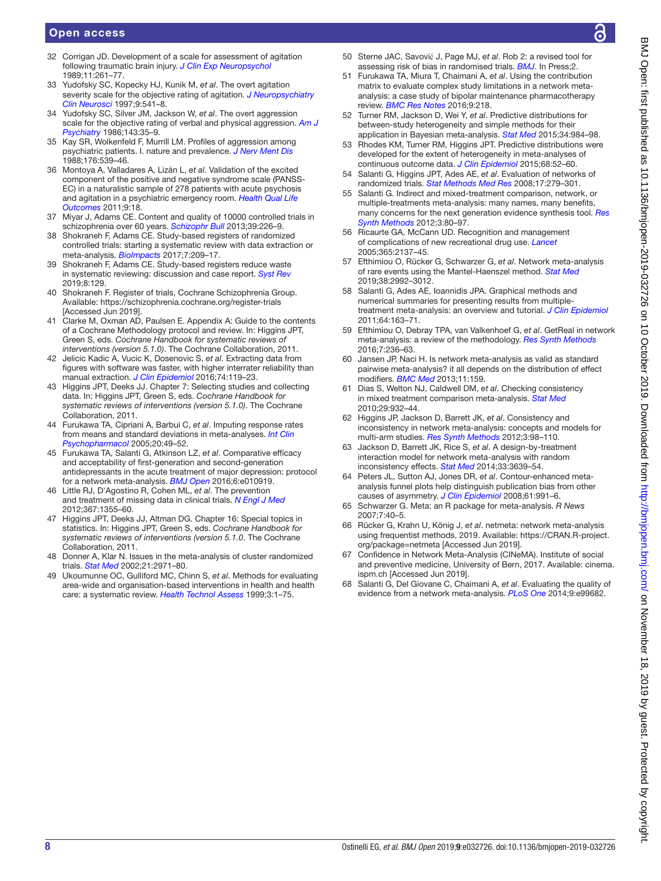32 Corrigan JD. Development of a scale for assessment of agitation following traumatic brain injury. *J Clin Exp Neuropsychol* 1989;11:261–77.
33 Yudofsky SC, Kopecky HJ, Kunik M, *et al*. The overt agitation severity scale for the objective rating of agitation. *J Neuropsychiatry Clin Neurosci* 1997;9:541–8.
34 Yudofsky SC, Silver JM, Jackson W, *et al*. The overt aggression scale for the objective rating of verbal and physical aggression. *Am J Psychiatry* 1986;143:35–9.
35 Kay SR, Wolkenfeld F, Murrill LM. Profiles of aggression among psychiatric patients. I. nature and prevalence. *J Nerv Ment Dis* 1988;176:539–46.
36 Montoya A, Valladares A, Lizán L, *et al*. Validation of the excited component of the positive and negative syndrome scale (PANSS-EC) in a naturalistic sample of 278 patients with acute psychosis and agitation in a psychiatric emergency room. *Health Qual Life Outcomes* 2011;9:18.
37 Miyar J, Adams CE. Content and quality of 10000 controlled trials in schizophrenia over 60 years. *Schizophr Bull* 2013;39:226–9.
38 Shokraneh F, Adams CE. Study-based registers of randomized controlled trials: starting a systematic review with data extraction or meta-analysis. *BioImpacts* 2017;7:209–17.
39 Shokraneh F, Adams CE. Study-based registers reduce waste in systematic reviewing: discussion and case report. *Syst Rev* 2019;8:129.
40 Shokraneh F. Register of trials, Cochrane Schizophrenia Group. Available: https://schizophrenia.cochrane.org/register-trials [Accessed Jun 2019].
41 Clarke M, Oxman AD, Paulsen E. Appendix A: Guide to the contents of a Cochrane Methodology protocol and review. In: Higgins JPT, Green S, eds. *Cochrane Handbook for systematic reviews of interventions (version 5.1.0)*. The Cochrane Collaboration, 2011.
42 Jelicic Kadic A, Vucic K, Dosenovic S, *et al*. Extracting data from figures with software was faster, with higher interrater reliability than manual extraction. *J Clin Epidemiol* 2016;74:119–23.
43 Higgins JPT, Deeks JJ. Chapter 7: Selecting studies and collecting data. In: Higgins JPT, Green S, eds. *Cochrane Handbook for systematic reviews of interventions (version 5.1.0)*. The Cochrane Collaboration, 2011.
44 Furukawa TA, Cipriani A, Barbui C, *et al*. Imputing response rates from means and standard deviations in meta-analyses. *Int Clin Psychopharmacol* 2005;20:49–52.
45 Furukawa TA, Salanti G, Atkinson LZ, *et al*. Comparative efficacy and acceptability of first-generation and second-generation antidepressants in the acute treatment of major depression: protocol for a network meta-analysis. *BMJ Open* 2016;6:e010919.
46 Little RJ, D'Agostino R, Cohen ML, *et al*. The prevention and treatment of missing data in clinical trials. *N Engl J Med* 2012;367:1355–60.
47 Higgins JPT, Deeks JJ, Altman DG. Chapter 16: Special topics in statistics. In: Higgins JPT, Green S, eds. *Cochrane Handbook for systematic reviews of interventions (version 5.1.0*. The Cochrane Collaboration, 2011.
48 Donner A, Klar N. Issues in the meta-analysis of cluster randomized trials. *Stat Med* 2002;21:2971–80.
49 Ukoumunne OC, Gulliford MC, Chinn S, *et al*. Methods for evaluating area-wide and organisation-based interventions in health and health care: a systematic review. *Health Technol Assess* 1999;3:1–75.
50 Sterne JAC, Savović J, Page MJ, *et al*. Rob 2: a revised tool for assessing risk of bias in randomised trials. *BMJ*. In Press;2.
51 Furukawa TA, Miura T, Chaimani A, *et al*. Using the contribution matrix to evaluate complex study limitations in a network meta-analysis: a case study of bipolar maintenance pharmacotherapy review. *BMC Res Notes* 2016;9:218.
52 Turner RM, Jackson D, Wei Y, *et al*. Predictive distributions for between-study heterogeneity and simple methods for their application in Bayesian meta-analysis. *Stat Med* 2015;34:984–98.
53 Rhodes KM, Turner RM, Higgins JPT. Predictive distributions were developed for the extent of heterogeneity in meta-analyses of continuous outcome data. *J Clin Epidemiol* 2015;68:52–60.
54 Salanti G, Higgins JPT, Ades AE, *et al*. Evaluation of networks of randomized trials. *Stat Methods Med Res* 2008;17:279–301.
55 Salanti G. Indirect and mixed-treatment comparison, network, or multiple-treatments meta-analysis: many names, many benefits, many concerns for the next generation evidence synthesis tool. *Res Synth Methods* 2012;3:80–97.
56 Ricaurte GA, McCann UD. Recognition and management of complications of new recreational drug use. *Lancet* 2005;365:2137–45.
57 Efthimiou O, Rücker G, Schwarzer G, *et al*. Network meta-analysis of rare events using the Mantel-Haenszel method. *Stat Med* 2019;38:2992–3012.
58 Salanti G, Ades AE, Ioannidis JPA. Graphical methods and numerical summaries for presenting results from multiple-treatment meta-analysis: an overview and tutorial. *J Clin Epidemiol* 2011;64:163–71.
59 Efthimiou O, Debray TPA, van Valkenhoef G, *et al*. GetReal in network meta-analysis: a review of the methodology. *Res Synth Methods* 2016;7:236–63.
60 Jansen JP, Naci H. Is network meta-analysis as valid as standard pairwise meta-analysis? it all depends on the distribution of effect modifiers. *BMC Med* 2013;11:159.
61 Dias S, Welton NJ, Caldwell DM, *et al*. Checking consistency in mixed treatment comparison meta-analysis. *Stat Med* 2010;29:932–44.
62 Higgins JP, Jackson D, Barrett JK, *et al*. Consistency and inconsistency in network meta-analysis: concepts and models for multi-arm studies. *Res Synth Methods* 2012;3:98–110.
63 Jackson D, Barrett JK, Rice S, *et al*. A design-by-treatment interaction model for network meta-analysis with random inconsistency effects. *Stat Med* 2014;33:3639–54.
64 Peters JL, Sutton AJ, Jones DR, *et al*. Contour-enhanced meta-analysis funnel plots help distinguish publication bias from other causes of asymmetry. *J Clin Epidemiol* 2008;61:991–6.
65 Schwarzer G. Meta: an R package for meta-analysis. *R News* 2007;7:40–5.
66 Rücker G, Krahn U, König J, *et al*. netmeta: network meta-analysis using frequentist methods, 2019. Available: https://CRAN.R-project.org/package=netmeta [Accessed Jun 2019].
67 Confidence in Network Meta-Analysis (CINeMA). Institute of social and preventive medicine, University of Bern, 2017. Available: cinema.ispm.ch [Accessed Jun 2019].
68 Salanti G, Del Giovane C, Chaimani A, *et al*. Evaluating the quality of evidence from a network meta-analysis. *PLoS One* 2014;9:e99682.